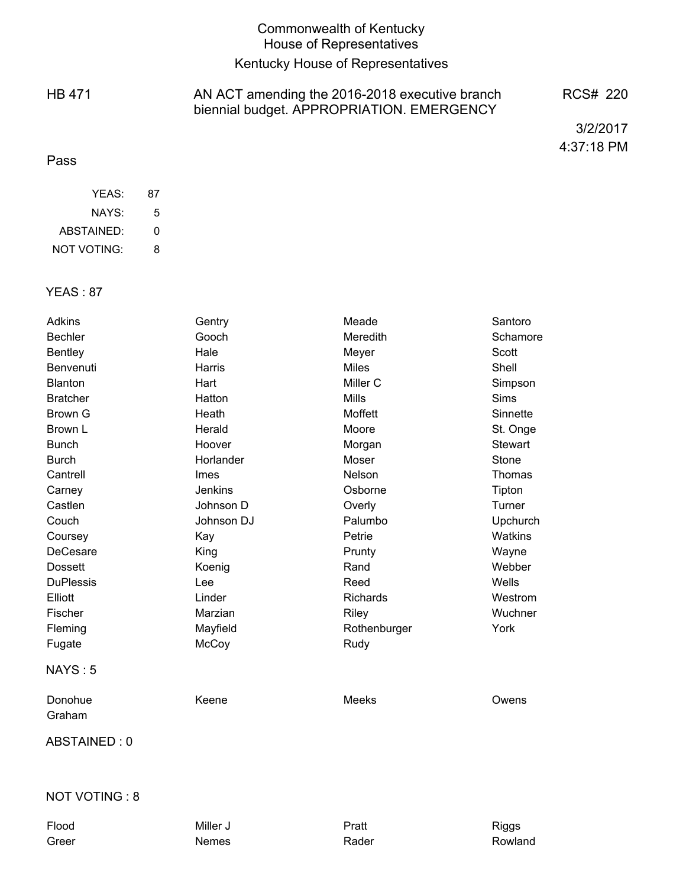# Commonwealth of Kentucky
# House of Representatives
## Kentucky House of Representatives

HB 471 — AN ACT amending the 2016-2018 executive branch biennial budget. APPROPRIATION. EMERGENCY — RCS# 220

3/2/2017
4:37:18 PM

Pass

| | |
|---|---|
| YEAS: | 87 |
| NAYS: | 5 |
| ABSTAINED: | 0 |
| NOT VOTING: | 8 |

### YEAS : 87

| | | | |
|---|---|---|---|
| Adkins | Gentry | Meade | Santoro |
| Bechler | Gooch | Meredith | Schamore |
| Bentley | Hale | Meyer | Scott |
| Benvenuti | Harris | Miles | Shell |
| Blanton | Hart | Miller C | Simpson |
| Bratcher | Hatton | Mills | Sims |
| Brown G | Heath | Moffett | Sinnette |
| Brown L | Herald | Moore | St. Onge |
| Bunch | Hoover | Morgan | Stewart |
| Burch | Horlander | Moser | Stone |
| Cantrell | Imes | Nelson | Thomas |
| Carney | Jenkins | Osborne | Tipton |
| Castlen | Johnson D | Overly | Turner |
| Couch | Johnson DJ | Palumbo | Upchurch |
| Coursey | Kay | Petrie | Watkins |
| DeCesare | King | Prunty | Wayne |
| Dossett | Koenig | Rand | Webber |
| DuPlessis | Lee | Reed | Wells |
| Elliott | Linder | Richards | Westrom |
| Fischer | Marzian | Riley | Wuchner |
| Fleming | Mayfield | Rothenburger | York |
| Fugate | McCoy | Rudy | |

### NAYS : 5

| | | | |
|---|---|---|---|
| Donohue | Keene | Meeks | Owens |
| Graham | | | |

### ABSTAINED : 0

### NOT VOTING : 8

| | | | |
|---|---|---|---|
| Flood | Miller J | Pratt | Riggs |
| Greer | Nemes | Rader | Rowland |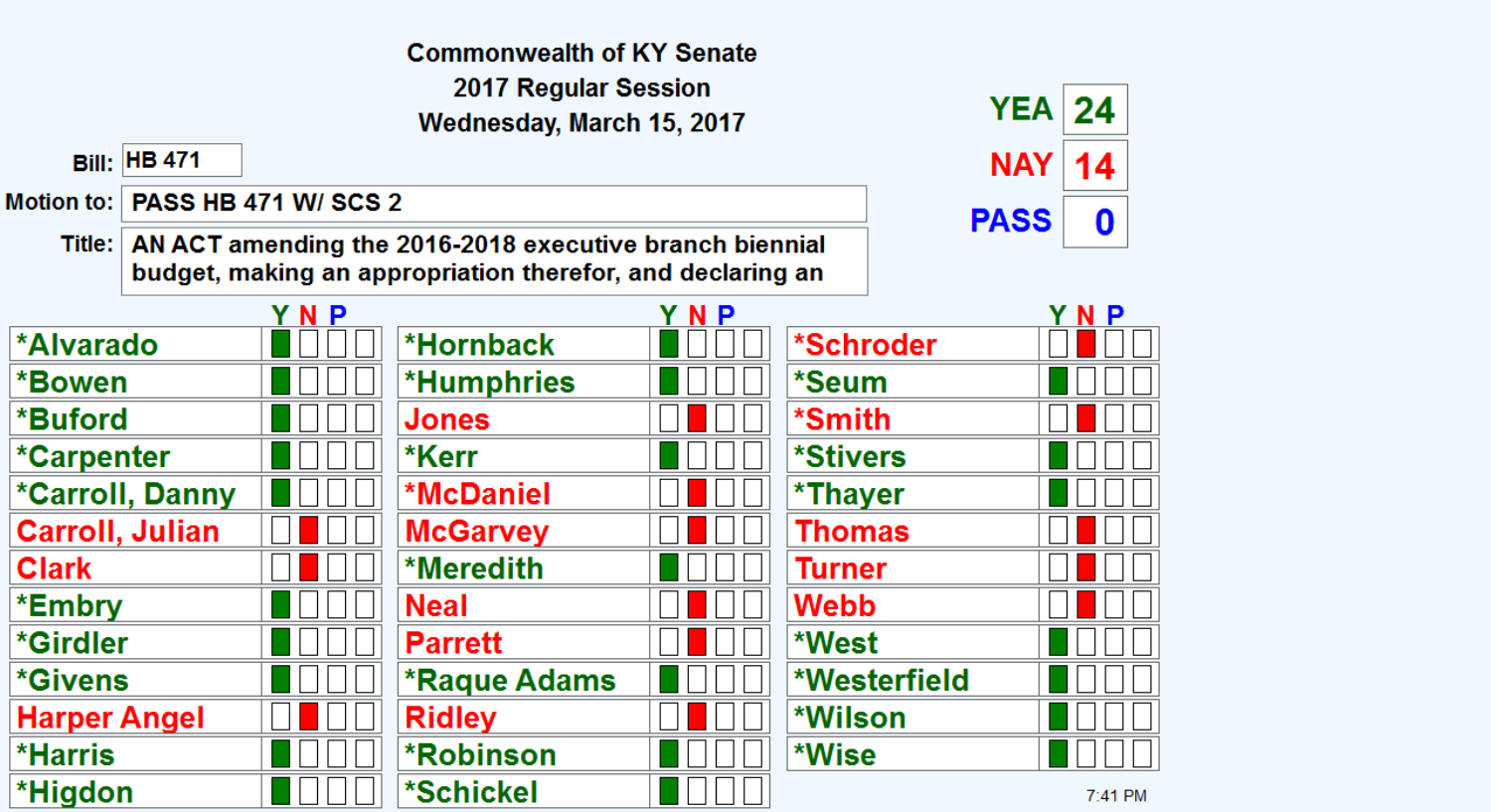Commonwealth of KY Senate

2017 Regular Session

Wednesday, March 15, 2017

**Bill:** HB 471

**Motion to:** PASS HB 471 W/ SCS 2

**Title:** AN ACT amending the 2016-2018 executive branch biennial budget, making an appropriation therefor, and declaring an

| | |
|---|---|
| YEA | 24 |
| NAY | 14 |
| PASS | 0 |

| Member | Y | N | P | | Member | Y | N | P | | Member | Y | N | P | |
|---|---|---|---|---|---|---|---|---|---|---|---|---|---|---|
| *Alvarado | ■ | | | | *Hornback | ■ | | | | *Schroder | | ■ | | |
| *Bowen | ■ | | | | *Humphries | ■ | | | | *Seum | ■ | | | |
| *Buford | ■ | | | | Jones | | ■ | | | *Smith | | ■ | | |
| *Carpenter | ■ | | | | *Kerr | ■ | | | | *Stivers | ■ | | | |
| *Carroll, Danny | ■ | | | | *McDaniel | | ■ | | | *Thayer | ■ | | | |
| Carroll, Julian | | ■ | | | McGarvey | | ■ | | | Thomas | | ■ | | |
| Clark | | ■ | | | *Meredith | ■ | | | | Turner | | ■ | | |
| *Embry | ■ | | | | Neal | | ■ | | | Webb | | ■ | | |
| *Girdler | ■ | | | | Parrett | | ■ | | | *West | ■ | | | |
| *Givens | ■ | | | | *Raque Adams | ■ | | | | *Westerfield | ■ | | | |
| Harper Angel | | ■ | | | Ridley | | ■ | | | *Wilson | ■ | | | |
| *Harris | ■ | | | | *Robinson | ■ | | | | *Wise | ■ | | | |
| *Higdon | ■ | | | | *Schickel | ■ | | | | | | | | |

7:41 PM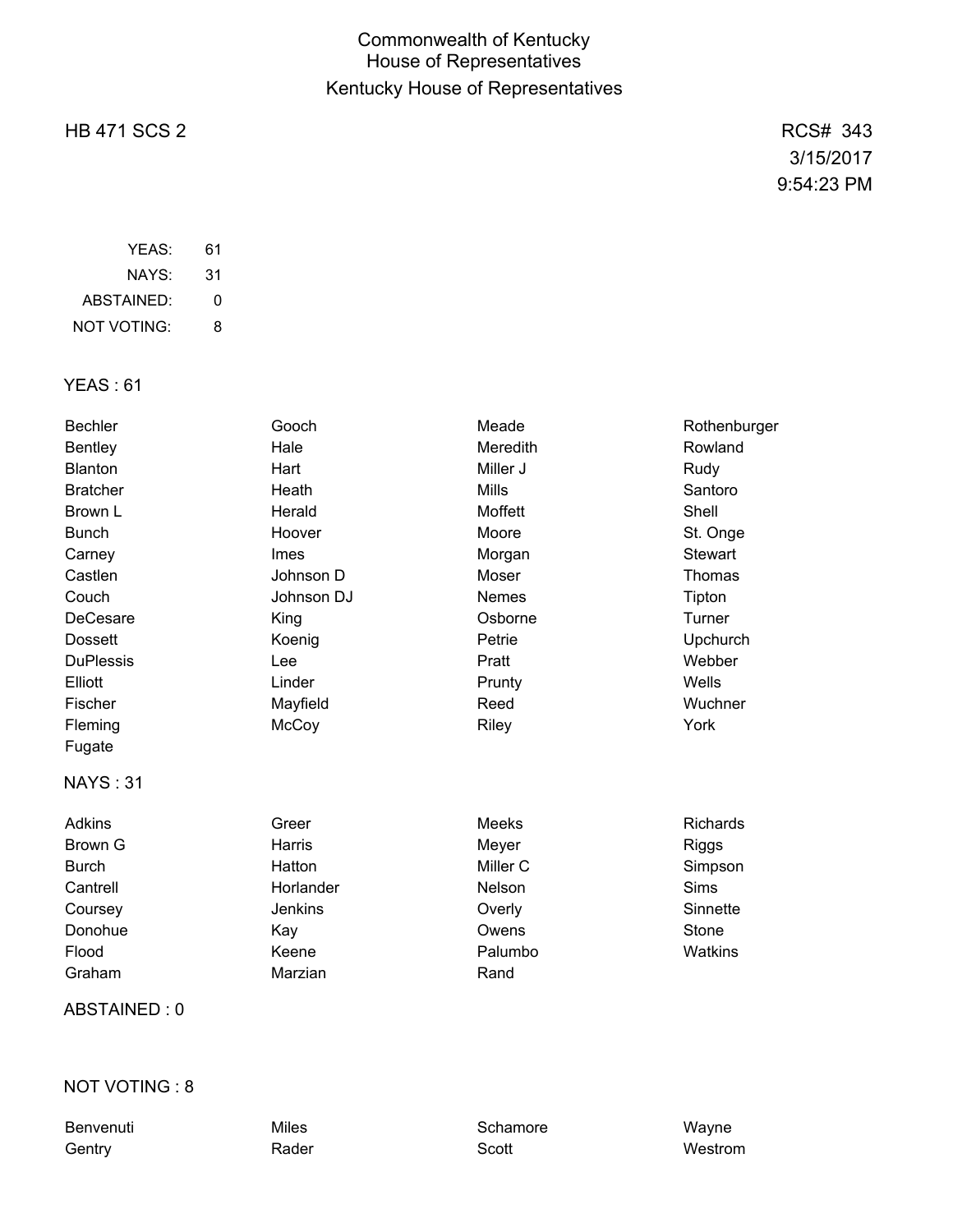# Commonwealth of Kentucky
## House of Representatives
## Kentucky House of Representatives

HB 471 SCS 2

RCS# 343
3/15/2017
9:54:23 PM

| | |
|---|---|
| YEAS: | 61 |
| NAYS: | 31 |
| ABSTAINED: | 0 |
| NOT VOTING: | 8 |

### YEAS : 61

| | | | |
|---|---|---|---|
| Bechler | Gooch | Meade | Rothenburger |
| Bentley | Hale | Meredith | Rowland |
| Blanton | Hart | Miller J | Rudy |
| Bratcher | Heath | Mills | Santoro |
| Brown L | Herald | Moffett | Shell |
| Bunch | Hoover | Moore | St. Onge |
| Carney | Imes | Morgan | Stewart |
| Castlen | Johnson D | Moser | Thomas |
| Couch | Johnson DJ | Nemes | Tipton |
| DeCesare | King | Osborne | Turner |
| Dossett | Koenig | Petrie | Upchurch |
| DuPlessis | Lee | Pratt | Webber |
| Elliott | Linder | Prunty | Wells |
| Fischer | Mayfield | Reed | Wuchner |
| Fleming | McCoy | Riley | York |
| Fugate | | | |

### NAYS : 31

| | | | |
|---|---|---|---|
| Adkins | Greer | Meeks | Richards |
| Brown G | Harris | Meyer | Riggs |
| Burch | Hatton | Miller C | Simpson |
| Cantrell | Horlander | Nelson | Sims |
| Coursey | Jenkins | Overly | Sinnette |
| Donohue | Kay | Owens | Stone |
| Flood | Keene | Palumbo | Watkins |
| Graham | Marzian | Rand | |

### ABSTAINED : 0

### NOT VOTING : 8

| | | | |
|---|---|---|---|
| Benvenuti | Miles | Schamore | Wayne |
| Gentry | Rader | Scott | Westrom |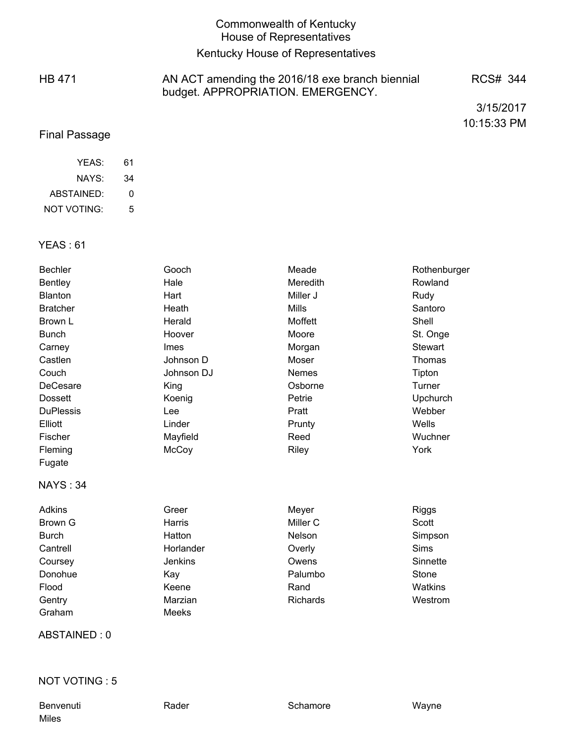# Commonwealth of Kentucky
## House of Representatives
## Kentucky House of Representatives

**HB 471** — AN ACT amending the 2016/18 exe branch biennial budget. APPROPRIATION. EMERGENCY.

RCS# 344

3/15/2017
10:15:33 PM

### Final Passage

| | |
|---|---|
| YEAS: | 61 |
| NAYS: | 34 |
| ABSTAINED: | 0 |
| NOT VOTING: | 5 |

### YEAS : 61

| | | | |
|---|---|---|---|
| Bechler | Gooch | Meade | Rothenburger |
| Bentley | Hale | Meredith | Rowland |
| Blanton | Hart | Miller J | Rudy |
| Bratcher | Heath | Mills | Santoro |
| Brown L | Herald | Moffett | Shell |
| Bunch | Hoover | Moore | St. Onge |
| Carney | Imes | Morgan | Stewart |
| Castlen | Johnson D | Moser | Thomas |
| Couch | Johnson DJ | Nemes | Tipton |
| DeCesare | King | Osborne | Turner |
| Dossett | Koenig | Petrie | Upchurch |
| DuPlessis | Lee | Pratt | Webber |
| Elliott | Linder | Prunty | Wells |
| Fischer | Mayfield | Reed | Wuchner |
| Fleming | McCoy | Riley | York |
| Fugate | | | |

### NAYS : 34

| | | | |
|---|---|---|---|
| Adkins | Greer | Meyer | Riggs |
| Brown G | Harris | Miller C | Scott |
| Burch | Hatton | Nelson | Simpson |
| Cantrell | Horlander | Overly | Sims |
| Coursey | Jenkins | Owens | Sinnette |
| Donohue | Kay | Palumbo | Stone |
| Flood | Keene | Rand | Watkins |
| Gentry | Marzian | Richards | Westrom |
| Graham | Meeks | | |

### ABSTAINED : 0

### NOT VOTING : 5

| | | | |
|---|---|---|---|
| Benvenuti | Rader | Schamore | Wayne |
| Miles | | | |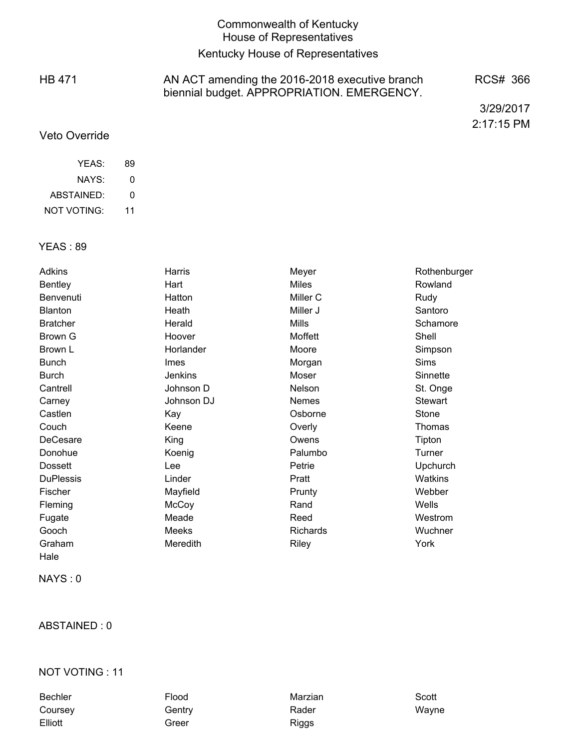# Commonwealth of Kentucky
## House of Representatives
## Kentucky House of Representatives

HB 471 — AN ACT amending the 2016-2018 executive branch biennial budget. APPROPRIATION. EMERGENCY. — RCS# 366

3/29/2017
2:17:15 PM

Veto Override

| | |
|---|---|
| YEAS: | 89 |
| NAYS: | 0 |
| ABSTAINED: | 0 |
| NOT VOTING: | 11 |

YEAS : 89

| | | | |
|---|---|---|---|
| Adkins | Harris | Meyer | Rothenburger |
| Bentley | Hart | Miles | Rowland |
| Benvenuti | Hatton | Miller C | Rudy |
| Blanton | Heath | Miller J | Santoro |
| Bratcher | Herald | Mills | Schamore |
| Brown G | Hoover | Moffett | Shell |
| Brown L | Horlander | Moore | Simpson |
| Bunch | Imes | Morgan | Sims |
| Burch | Jenkins | Moser | Sinnette |
| Cantrell | Johnson D | Nelson | St. Onge |
| Carney | Johnson DJ | Nemes | Stewart |
| Castlen | Kay | Osborne | Stone |
| Couch | Keene | Overly | Thomas |
| DeCesare | King | Owens | Tipton |
| Donohue | Koenig | Palumbo | Turner |
| Dossett | Lee | Petrie | Upchurch |
| DuPlessis | Linder | Pratt | Watkins |
| Fischer | Mayfield | Prunty | Webber |
| Fleming | McCoy | Rand | Wells |
| Fugate | Meade | Reed | Westrom |
| Gooch | Meeks | Richards | Wuchner |
| Graham | Meredith | Riley | York |
| Hale | | | |

NAYS : 0

ABSTAINED : 0

NOT VOTING : 11

| | | | |
|---|---|---|---|
| Bechler | Flood | Marzian | Scott |
| Coursey | Gentry | Rader | Wayne |
| Elliott | Greer | Riggs | |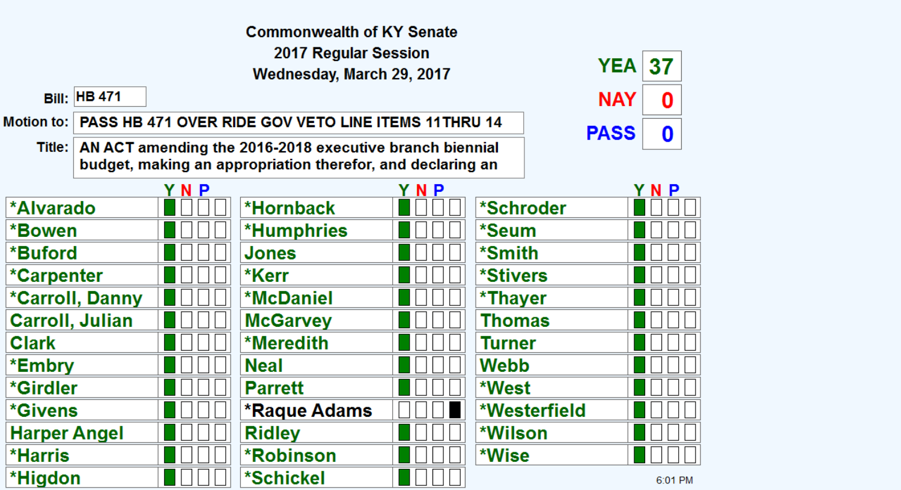Commonwealth of KY Senate

2017 Regular Session

Wednesday, March 29, 2017

**Bill:** HB 471

**Motion to:** PASS HB 471 OVER RIDE GOV VETO LINE ITEMS 11THRU 14

**Title:** AN ACT amending the 2016-2018 executive branch biennial budget, making an appropriation therefor, and declaring an

| | |
|---|---|
| YEA | 37 |
| NAY | 0 |
| PASS | 0 |

| Name | Y | N | P | | Name | Y | N | P | | Name | Y | N | P | |
|---|---|---|---|---|---|---|---|---|---|---|---|---|---|---|
| *Alvarado | ■ | | | | *Hornback | ■ | | | | *Schroder | ■ | | | |
| *Bowen | ■ | | | | *Humphries | ■ | | | | *Seum | ■ | | | |
| *Buford | ■ | | | | Jones | ■ | | | | *Smith | ■ | | | |
| *Carpenter | ■ | | | | *Kerr | ■ | | | | *Stivers | ■ | | | |
| *Carroll, Danny | ■ | | | | *McDaniel | ■ | | | | *Thayer | ■ | | | |
| Carroll, Julian | ■ | | | | McGarvey | ■ | | | | Thomas | ■ | | | |
| Clark | ■ | | | | *Meredith | ■ | | | | Turner | ■ | | | |
| *Embry | ■ | | | | Neal | ■ | | | | Webb | ■ | | | |
| *Girdler | ■ | | | | Parrett | ■ | | | | *West | ■ | | | |
| *Givens | ■ | | | | *Raque Adams | | | | ■ | *Westerfield | ■ | | | |
| Harper Angel | ■ | | | | Ridley | ■ | | | | *Wilson | ■ | | | |
| *Harris | ■ | | | | *Robinson | ■ | | | | *Wise | ■ | | | |
| *Higdon | ■ | | | | *Schickel | ■ | | | | | | | | |

6:01 PM